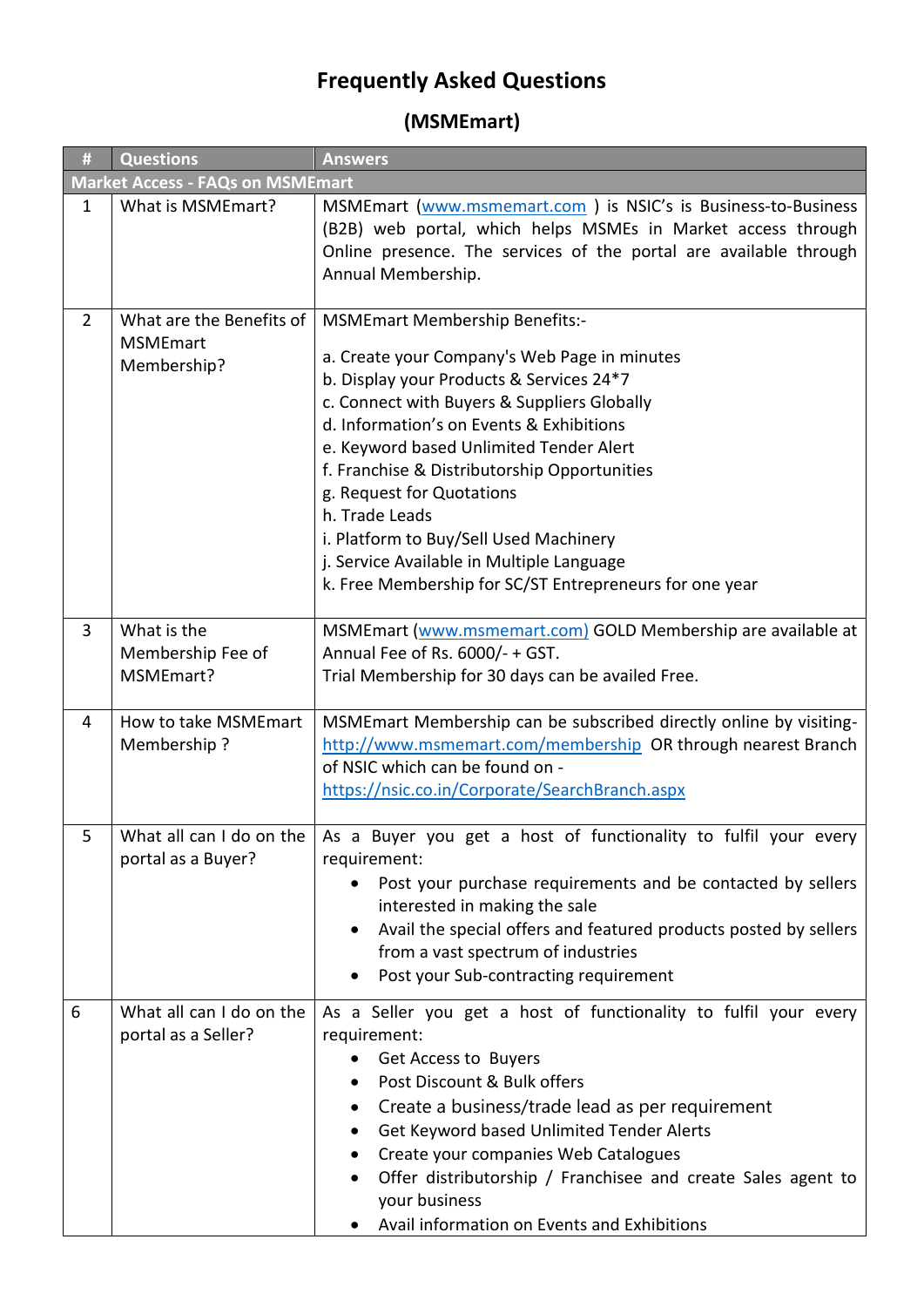# Frequently Asked Questions

## (MSMEmart)

| # | Questions | Answers |
|---|---|---|
| **Market Access - FAQs on MSMEmart** | | |
| 1 | What is MSMEmart? | MSMEmart (www.msmemart.com ) is NSIC's is Business-to-Business (B2B) web portal, which helps MSMEs in Market access through Online presence. The services of the portal are available through Annual Membership. |
| 2 | What are the Benefits of MSMEmart Membership? | MSMEmart Membership Benefits:-<br><br>a. Create your Company's Web Page in minutes<br>b. Display your Products & Services 24*7<br>c. Connect with Buyers & Suppliers Globally<br>d. Information's on Events & Exhibitions<br>e. Keyword based Unlimited Tender Alert<br>f. Franchise & Distributorship Opportunities<br>g. Request for Quotations<br>h. Trade Leads<br>i. Platform to Buy/Sell Used Machinery<br>j. Service Available in Multiple Language<br>k. Free Membership for SC/ST Entrepreneurs for one year |
| 3 | What is the Membership Fee of MSMEmart? | MSMEmart (www.msmemart.com) GOLD Membership are available at Annual Fee of Rs. 6000/- + GST.<br>Trial Membership for 30 days can be availed Free. |
| 4 | How to take MSMEmart Membership ? | MSMEmart Membership can be subscribed directly online by visiting- http://www.msmemart.com/membership OR through nearest Branch of NSIC which can be found on - https://nsic.co.in/Corporate/SearchBranch.aspx |
| 5 | What all can I do on the portal as a Buyer? | As a Buyer you get a host of functionality to fulfil your every requirement:<br>• Post your purchase requirements and be contacted by sellers interested in making the sale<br>• Avail the special offers and featured products posted by sellers from a vast spectrum of industries<br>• Post your Sub-contracting requirement |
| 6 | What all can I do on the portal as a Seller? | As a Seller you get a host of functionality to fulfil your every requirement:<br>• Get Access to Buyers<br>• Post Discount & Bulk offers<br>• Create a business/trade lead as per requirement<br>• Get Keyword based Unlimited Tender Alerts<br>• Create your companies Web Catalogues<br>• Offer distributorship / Franchisee and create Sales agent to your business<br>• Avail information on Events and Exhibitions |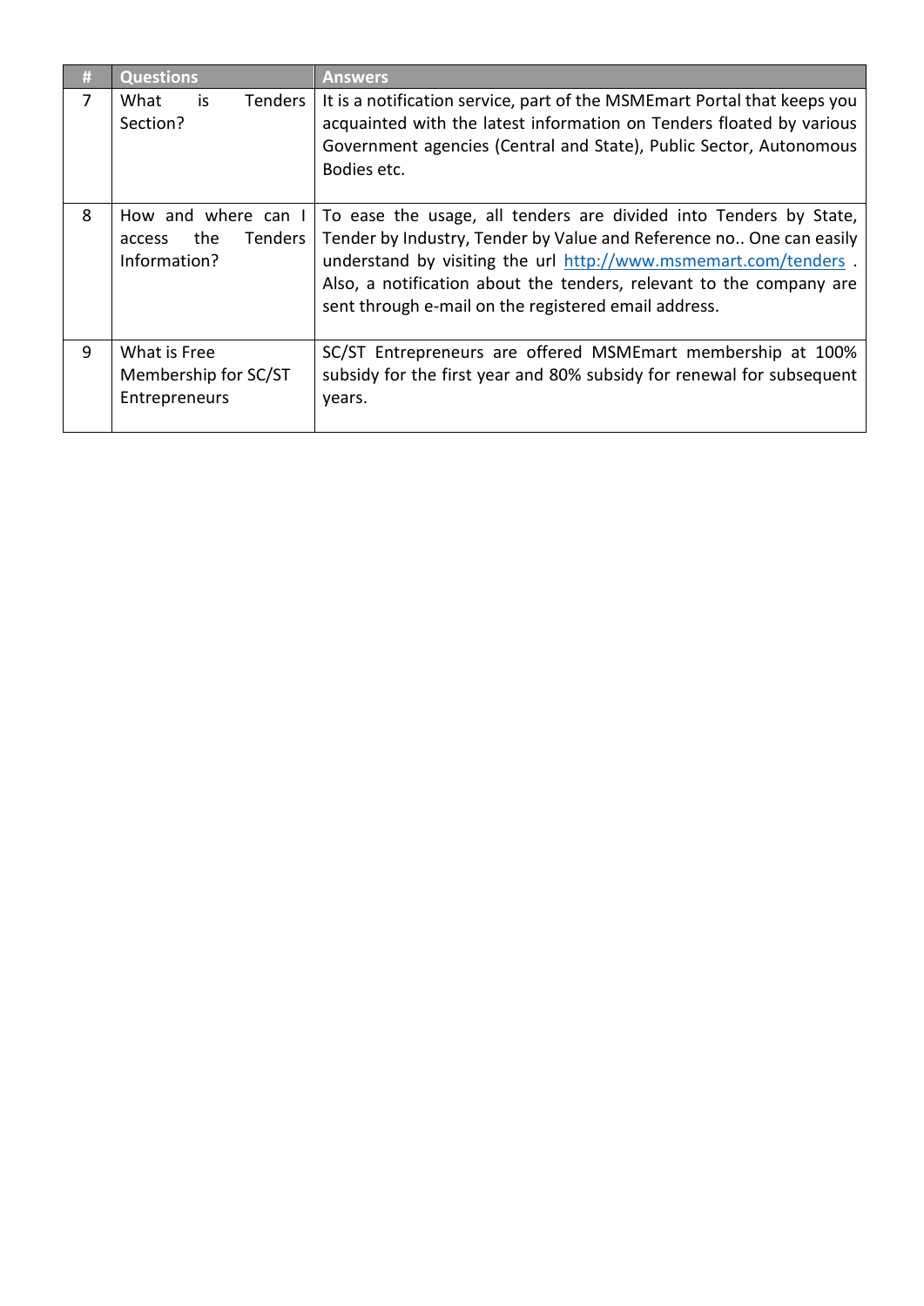| # | Questions | Answers |
| --- | --- | --- |
| 7 | What is Tenders Section? | It is a notification service, part of the MSMEmart Portal that keeps you acquainted with the latest information on Tenders floated by various Government agencies (Central and State), Public Sector, Autonomous Bodies etc. |
| 8 | How and where can I access the Tenders Information? | To ease the usage, all tenders are divided into Tenders by State, Tender by Industry, Tender by Value and Reference no.. One can easily understand by visiting the url http://www.msmemart.com/tenders . Also, a notification about the tenders, relevant to the company are sent through e-mail on the registered email address. |
| 9 | What is Free Membership for SC/ST Entrepreneurs | SC/ST Entrepreneurs are offered MSMEmart membership at 100% subsidy for the first year and 80% subsidy for renewal for subsequent years. |